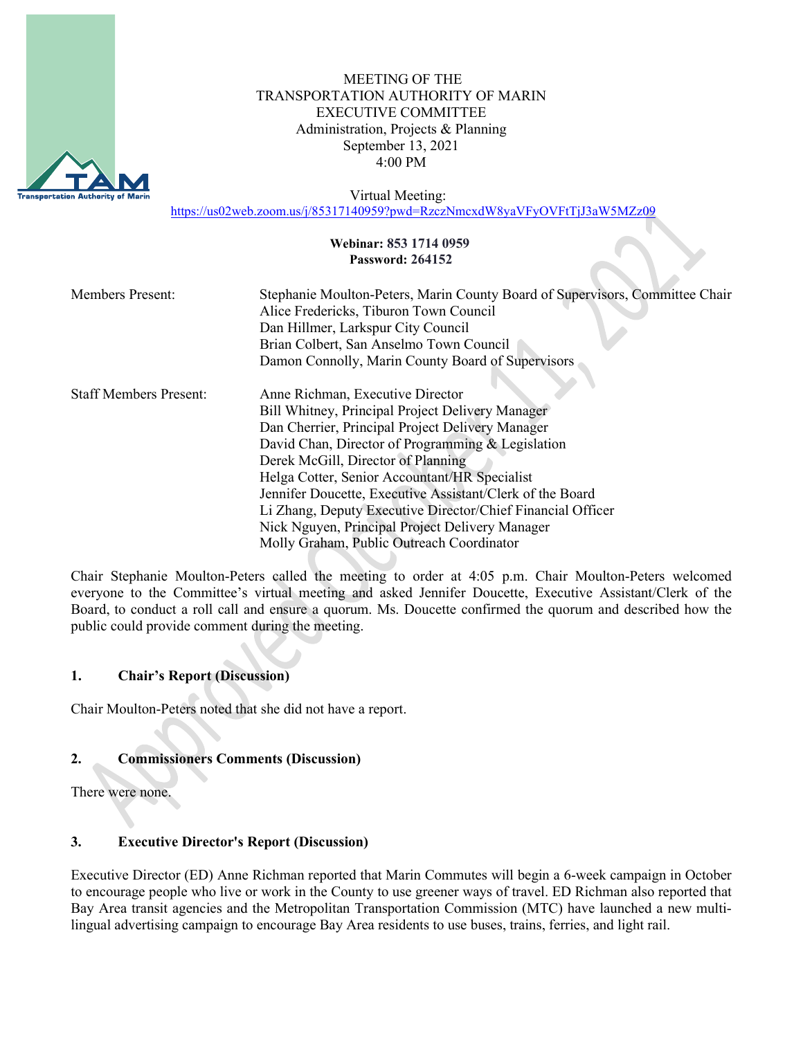MEETING OF THE
TRANSPORTATION AUTHORITY OF MARIN
EXECUTIVE COMMITTEE
Administration, Projects & Planning
September 13, 2021
4:00 PM

Virtual Meeting:
https://us02web.zoom.us/j/85317140959?pwd=RzczNmcxdW8yaVFyOVFtTjJ3aW5MZz09

**Webinar: 853 1714 0959**
**Password: 264152**

| | |
|---|---|
| Members Present: | Stephanie Moulton-Peters, Marin County Board of Supervisors, Committee Chair<br>Alice Fredericks, Tiburon Town Council<br>Dan Hillmer, Larkspur City Council<br>Brian Colbert, San Anselmo Town Council<br>Damon Connolly, Marin County Board of Supervisors |
| Staff Members Present: | Anne Richman, Executive Director<br>Bill Whitney, Principal Project Delivery Manager<br>Dan Cherrier, Principal Project Delivery Manager<br>David Chan, Director of Programming & Legislation<br>Derek McGill, Director of Planning<br>Helga Cotter, Senior Accountant/HR Specialist<br>Jennifer Doucette, Executive Assistant/Clerk of the Board<br>Li Zhang, Deputy Executive Director/Chief Financial Officer<br>Nick Nguyen, Principal Project Delivery Manager<br>Molly Graham, Public Outreach Coordinator |

Chair Stephanie Moulton-Peters called the meeting to order at 4:05 p.m. Chair Moulton-Peters welcomed everyone to the Committee's virtual meeting and asked Jennifer Doucette, Executive Assistant/Clerk of the Board, to conduct a roll call and ensure a quorum. Ms. Doucette confirmed the quorum and described how the public could provide comment during the meeting.

## 1. Chair's Report (Discussion)

Chair Moulton-Peters noted that she did not have a report.

## 2. Commissioners Comments (Discussion)

There were none.

## 3. Executive Director's Report (Discussion)

Executive Director (ED) Anne Richman reported that Marin Commutes will begin a 6-week campaign in October to encourage people who live or work in the County to use greener ways of travel. ED Richman also reported that Bay Area transit agencies and the Metropolitan Transportation Commission (MTC) have launched a new multi-lingual advertising campaign to encourage Bay Area residents to use buses, trains, ferries, and light rail.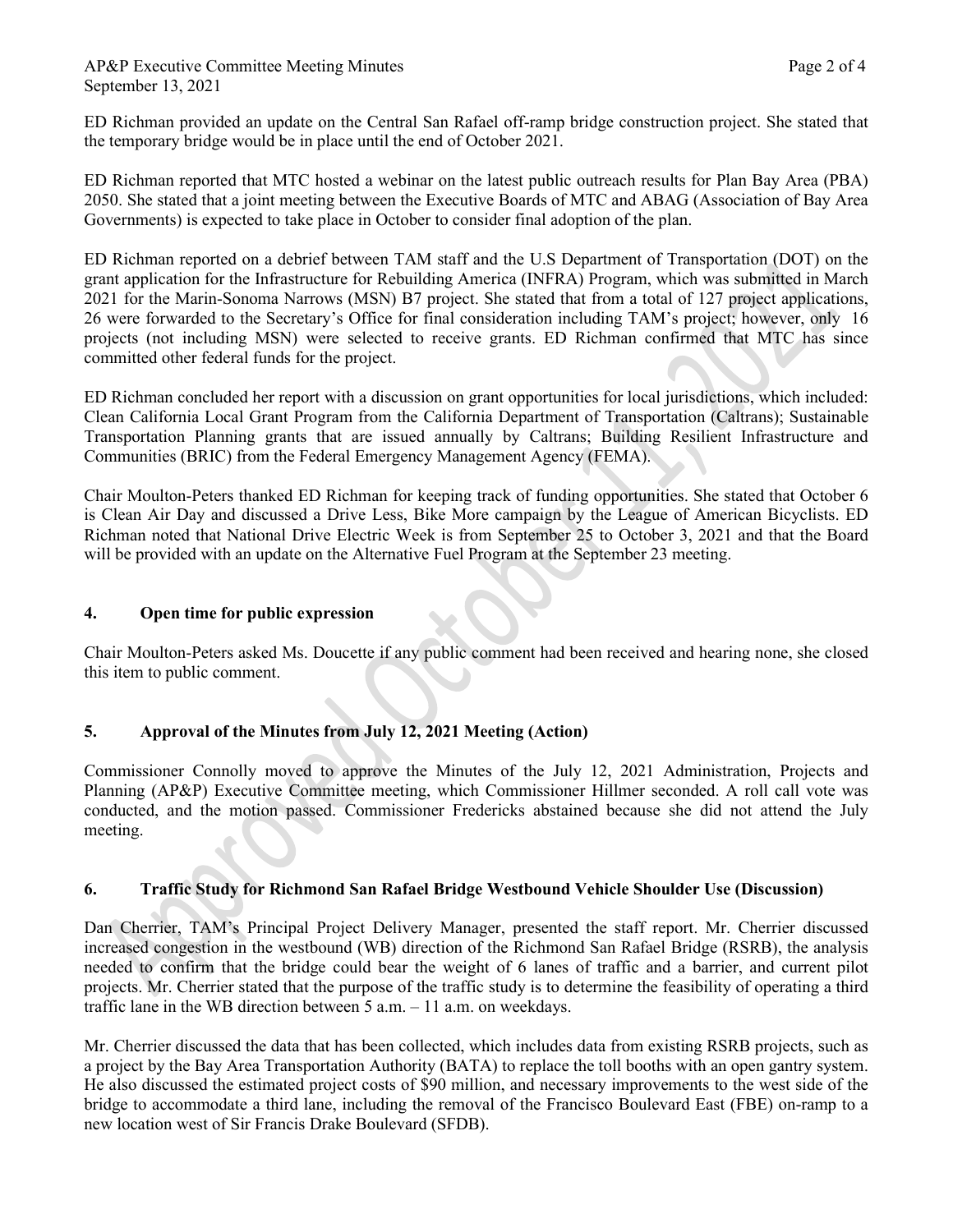ED Richman provided an update on the Central San Rafael off-ramp bridge construction project. She stated that the temporary bridge would be in place until the end of October 2021.

ED Richman reported that MTC hosted a webinar on the latest public outreach results for Plan Bay Area (PBA) 2050. She stated that a joint meeting between the Executive Boards of MTC and ABAG (Association of Bay Area Governments) is expected to take place in October to consider final adoption of the plan.

ED Richman reported on a debrief between TAM staff and the U.S Department of Transportation (DOT) on the grant application for the Infrastructure for Rebuilding America (INFRA) Program, which was submitted in March 2021 for the Marin-Sonoma Narrows (MSN) B7 project. She stated that from a total of 127 project applications, 26 were forwarded to the Secretary's Office for final consideration including TAM's project; however, only 16 projects (not including MSN) were selected to receive grants. ED Richman confirmed that MTC has since committed other federal funds for the project.

ED Richman concluded her report with a discussion on grant opportunities for local jurisdictions, which included: Clean California Local Grant Program from the California Department of Transportation (Caltrans); Sustainable Transportation Planning grants that are issued annually by Caltrans; Building Resilient Infrastructure and Communities (BRIC) from the Federal Emergency Management Agency (FEMA).

Chair Moulton-Peters thanked ED Richman for keeping track of funding opportunities. She stated that October 6 is Clean Air Day and discussed a Drive Less, Bike More campaign by the League of American Bicyclists. ED Richman noted that National Drive Electric Week is from September 25 to October 3, 2021 and that the Board will be provided with an update on the Alternative Fuel Program at the September 23 meeting.

## 4. Open time for public expression

Chair Moulton-Peters asked Ms. Doucette if any public comment had been received and hearing none, she closed this item to public comment.

## 5. Approval of the Minutes from July 12, 2021 Meeting (Action)

Commissioner Connolly moved to approve the Minutes of the July 12, 2021 Administration, Projects and Planning (AP&P) Executive Committee meeting, which Commissioner Hillmer seconded. A roll call vote was conducted, and the motion passed. Commissioner Fredericks abstained because she did not attend the July meeting.

## 6. Traffic Study for Richmond San Rafael Bridge Westbound Vehicle Shoulder Use (Discussion)

Dan Cherrier, TAM's Principal Project Delivery Manager, presented the staff report. Mr. Cherrier discussed increased congestion in the westbound (WB) direction of the Richmond San Rafael Bridge (RSRB), the analysis needed to confirm that the bridge could bear the weight of 6 lanes of traffic and a barrier, and current pilot projects. Mr. Cherrier stated that the purpose of the traffic study is to determine the feasibility of operating a third traffic lane in the WB direction between 5 a.m. – 11 a.m. on weekdays.

Mr. Cherrier discussed the data that has been collected, which includes data from existing RSRB projects, such as a project by the Bay Area Transportation Authority (BATA) to replace the toll booths with an open gantry system. He also discussed the estimated project costs of $90 million, and necessary improvements to the west side of the bridge to accommodate a third lane, including the removal of the Francisco Boulevard East (FBE) on-ramp to a new location west of Sir Francis Drake Boulevard (SFDB).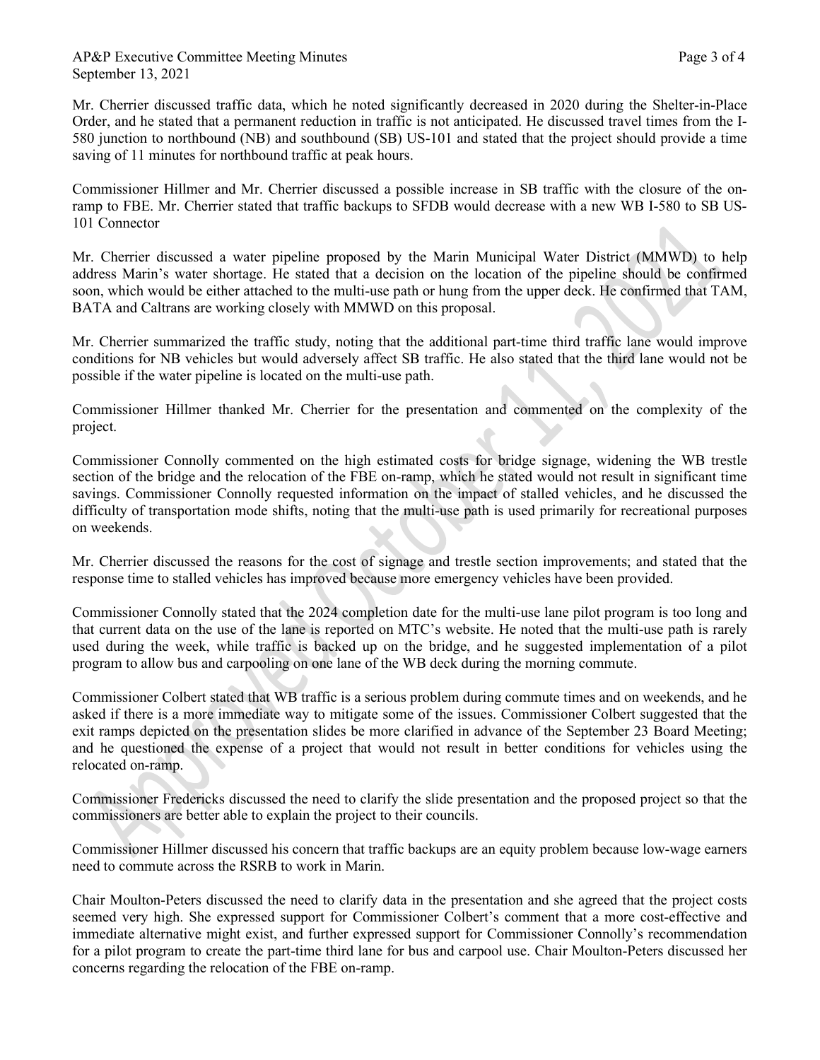Mr. Cherrier discussed traffic data, which he noted significantly decreased in 2020 during the Shelter-in-Place Order, and he stated that a permanent reduction in traffic is not anticipated. He discussed travel times from the I-580 junction to northbound (NB) and southbound (SB) US-101 and stated that the project should provide a time saving of 11 minutes for northbound traffic at peak hours.

Commissioner Hillmer and Mr. Cherrier discussed a possible increase in SB traffic with the closure of the on-ramp to FBE. Mr. Cherrier stated that traffic backups to SFDB would decrease with a new WB I-580 to SB US-101 Connector

Mr. Cherrier discussed a water pipeline proposed by the Marin Municipal Water District (MMWD) to help address Marin's water shortage. He stated that a decision on the location of the pipeline should be confirmed soon, which would be either attached to the multi-use path or hung from the upper deck. He confirmed that TAM, BATA and Caltrans are working closely with MMWD on this proposal.

Mr. Cherrier summarized the traffic study, noting that the additional part-time third traffic lane would improve conditions for NB vehicles but would adversely affect SB traffic. He also stated that the third lane would not be possible if the water pipeline is located on the multi-use path.

Commissioner Hillmer thanked Mr. Cherrier for the presentation and commented on the complexity of the project.

Commissioner Connolly commented on the high estimated costs for bridge signage, widening the WB trestle section of the bridge and the relocation of the FBE on-ramp, which he stated would not result in significant time savings. Commissioner Connolly requested information on the impact of stalled vehicles, and he discussed the difficulty of transportation mode shifts, noting that the multi-use path is used primarily for recreational purposes on weekends.

Mr. Cherrier discussed the reasons for the cost of signage and trestle section improvements; and stated that the response time to stalled vehicles has improved because more emergency vehicles have been provided.

Commissioner Connolly stated that the 2024 completion date for the multi-use lane pilot program is too long and that current data on the use of the lane is reported on MTC's website. He noted that the multi-use path is rarely used during the week, while traffic is backed up on the bridge, and he suggested implementation of a pilot program to allow bus and carpooling on one lane of the WB deck during the morning commute.

Commissioner Colbert stated that WB traffic is a serious problem during commute times and on weekends, and he asked if there is a more immediate way to mitigate some of the issues. Commissioner Colbert suggested that the exit ramps depicted on the presentation slides be more clarified in advance of the September 23 Board Meeting; and he questioned the expense of a project that would not result in better conditions for vehicles using the relocated on-ramp.

Commissioner Fredericks discussed the need to clarify the slide presentation and the proposed project so that the commissioners are better able to explain the project to their councils.

Commissioner Hillmer discussed his concern that traffic backups are an equity problem because low-wage earners need to commute across the RSRB to work in Marin.

Chair Moulton-Peters discussed the need to clarify data in the presentation and she agreed that the project costs seemed very high. She expressed support for Commissioner Colbert's comment that a more cost-effective and immediate alternative might exist, and further expressed support for Commissioner Connolly's recommendation for a pilot program to create the part-time third lane for bus and carpool use. Chair Moulton-Peters discussed her concerns regarding the relocation of the FBE on-ramp.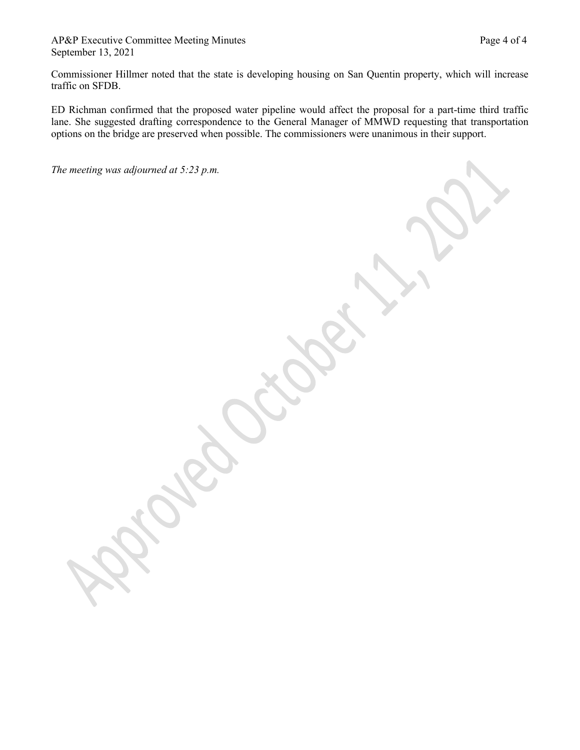Commissioner Hillmer noted that the state is developing housing on San Quentin property, which will increase traffic on SFDB.

ED Richman confirmed that the proposed water pipeline would affect the proposal for a part-time third traffic lane. She suggested drafting correspondence to the General Manager of MMWD requesting that transportation options on the bridge are preserved when possible. The commissioners were unanimous in their support.

*The meeting was adjourned at 5:23 p.m.*

Approved October 11, 2021